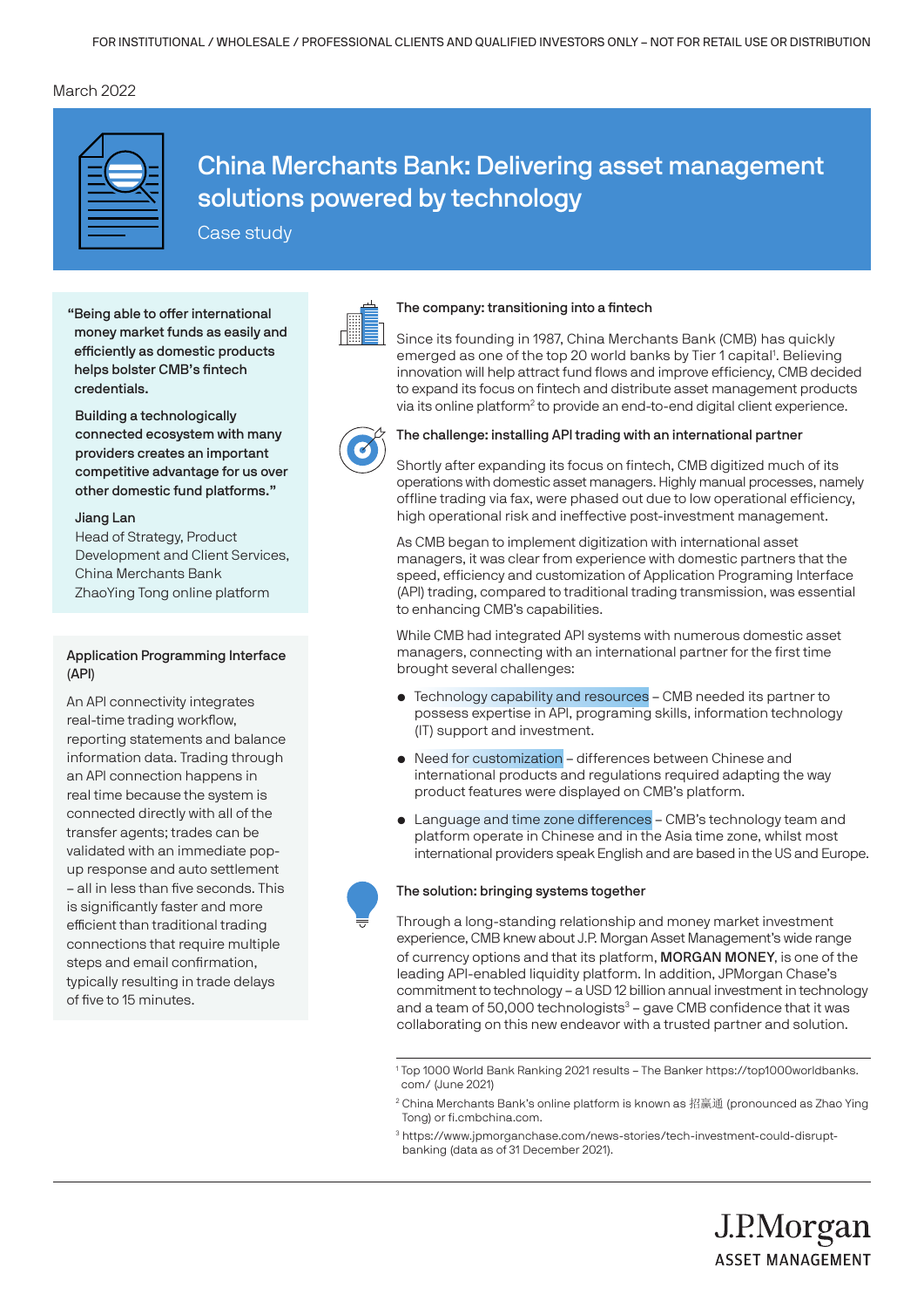FOR INSTITUTIONAL / WHOLESALE / PROFESSIONAL CLIENTS AND QUALIFIED INVESTORS ONLY – NOT FOR RETAIL USE OR DISTRIBUTION

March 2022

# China Merchants Bank: Delivering asset management solutions powered by technology

Case study

> **"Being able to offer international money market funds as easily and efficiently as domestic products helps bolster CMB's fintech credentials.**
>
> **Building a technologically connected ecosystem with many providers creates an important competitive advantage for us over other domestic fund platforms."**
>
> **Jiang Lan**
> Head of Strategy, Product Development and Client Services, China Merchants Bank ZhaoYing Tong online platform

**Application Programming Interface (API)**

An API connectivity integrates real-time trading workflow, reporting statements and balance information data. Trading through an API connection happens in real time because the system is connected directly with all of the transfer agents; trades can be validated with an immediate pop-up response and auto settlement – all in less than five seconds. This is significantly faster and more efficient than traditional trading connections that require multiple steps and email confirmation, typically resulting in trade delays of five to 15 minutes.

### The company: transitioning into a fintech

Since its founding in 1987, China Merchants Bank (CMB) has quickly emerged as one of the top 20 world banks by Tier 1 capital[1]. Believing innovation will help attract fund flows and improve efficiency, CMB decided to expand its focus on fintech and distribute asset management products via its online platform[2] to provide an end-to-end digital client experience.

### The challenge: installing API trading with an international partner

Shortly after expanding its focus on fintech, CMB digitized much of its operations with domestic asset managers. Highly manual processes, namely offline trading via fax, were phased out due to low operational efficiency, high operational risk and ineffective post-investment management.

As CMB began to implement digitization with international asset managers, it was clear from experience with domestic partners that the speed, efficiency and customization of Application Programing Interface (API) trading, compared to traditional trading transmission, was essential to enhancing CMB's capabilities.

While CMB had integrated API systems with numerous domestic asset managers, connecting with an international partner for the first time brought several challenges:

- Technology capability and resources – CMB needed its partner to possess expertise in API, programing skills, information technology (IT) support and investment.
- Need for customization – differences between Chinese and international products and regulations required adapting the way product features were displayed on CMB's platform.
- Language and time zone differences – CMB's technology team and platform operate in Chinese and in the Asia time zone, whilst most international providers speak English and are based in the US and Europe.

### The solution: bringing systems together

Through a long-standing relationship and money market investment experience, CMB knew about J.P. Morgan Asset Management's wide range of currency options and that its platform, MORGAN MONEY, is one of the leading API-enabled liquidity platform. In addition, JPMorgan Chase's commitment to technology – a USD 12 billion annual investment in technology and a team of 50,000 technologists[3] – gave CMB confidence that it was collaborating on this new endeavor with a trusted partner and solution.

[1] Top 1000 World Bank Ranking 2021 results – The Banker https://top1000worldbanks.com/ (June 2021)

[2] China Merchants Bank's online platform is known as 招赢通 (pronounced as Zhao Ying Tong) or fi.cmbchina.com.

[3] https://www.jpmorganchase.com/news-stories/tech-investment-could-disrupt-banking (data as of 31 December 2021).

J.P.Morgan ASSET MANAGEMENT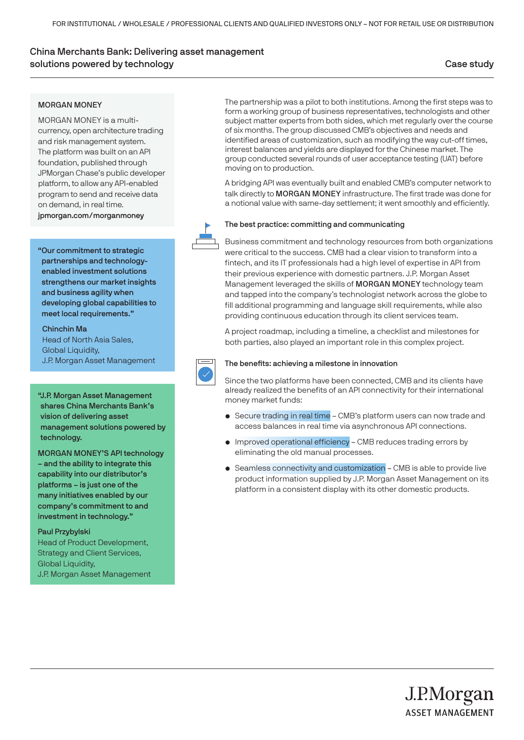### MORGAN MONEY

MORGAN MONEY is a multi-currency, open architecture trading and risk management system. The platform was built on an API foundation, published through JPMorgan Chase's public developer platform, to allow any API-enabled program to send and receive data on demand, in real time.

**jpmorgan.com/morganmoney**

**"Our commitment to strategic partnerships and technology-enabled investment solutions strengthens our market insights and business agility when developing global capabilities to meet local requirements."**

**Chinchin Ma**
Head of North Asia Sales,
Global Liquidity,
J.P. Morgan Asset Management

**"J.P. Morgan Asset Management shares China Merchants Bank's vision of delivering asset management solutions powered by technology.**

**MORGAN MONEY'S API technology – and the ability to integrate this capability into our distributor's platforms – is just one of the many initiatives enabled by our company's commitment to and investment in technology."**

**Paul Przybylski**
Head of Product Development,
Strategy and Client Services,
Global Liquidity,
J.P. Morgan Asset Management

The partnership was a pilot to both institutions. Among the first steps was to form a working group of business representatives, technologists and other subject matter experts from both sides, which met regularly over the course of six months. The group discussed CMB's objectives and needs and identified areas of customization, such as modifying the way cut-off times, interest balances and yields are displayed for the Chinese market. The group conducted several rounds of user acceptance testing (UAT) before moving on to production.

A bridging API was eventually built and enabled CMB's computer network to talk directly to MORGAN MONEY infrastructure. The first trade was done for a notional value with same-day settlement; it went smoothly and efficiently.

### The best practice: committing and communicating

Business commitment and technology resources from both organizations were critical to the success. CMB had a clear vision to transform into a fintech, and its IT professionals had a high level of expertise in API from their previous experience with domestic partners. J.P. Morgan Asset Management leveraged the skills of MORGAN MONEY technology team and tapped into the company's technologist network across the globe to fill additional programming and language skill requirements, while also providing continuous education through its client services team.

A project roadmap, including a timeline, a checklist and milestones for both parties, also played an important role in this complex project.

### The benefits: achieving a milestone in innovation

Since the two platforms have been connected, CMB and its clients have already realized the benefits of an API connectivity for their international money market funds:

- Secure trading in real time – CMB's platform users can now trade and access balances in real time via asynchronous API connections.
- Improved operational efficiency – CMB reduces trading errors by eliminating the old manual processes.
- Seamless connectivity and customization – CMB is able to provide live product information supplied by J.P. Morgan Asset Management on its platform in a consistent display with its other domestic products.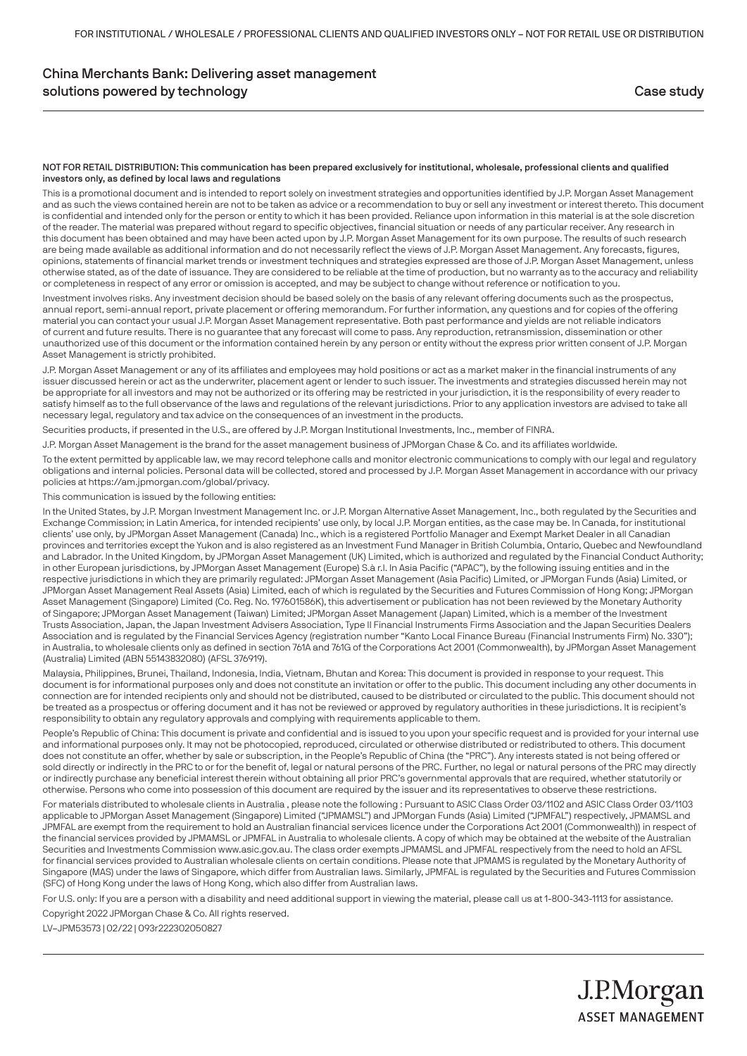NOT FOR RETAIL DISTRIBUTION: This communication has been prepared exclusively for institutional, wholesale, professional clients and qualified investors only, as defined by local laws and regulations

This is a promotional document and is intended to report solely on investment strategies and opportunities identified by J.P. Morgan Asset Management and as such the views contained herein are not to be taken as advice or a recommendation to buy or sell any investment or interest thereto. This document is confidential and intended only for the person or entity to which it has been provided. Reliance upon information in this material is at the sole discretion of the reader. The material was prepared without regard to specific objectives, financial situation or needs of any particular receiver. Any research in this document has been obtained and may have been acted upon by J.P. Morgan Asset Management for its own purpose. The results of such research are being made available as additional information and do not necessarily reflect the views of J.P. Morgan Asset Management. Any forecasts, figures, opinions, statements of financial market trends or investment techniques and strategies expressed are those of J.P. Morgan Asset Management, unless otherwise stated, as of the date of issuance. They are considered to be reliable at the time of production, but no warranty as to the accuracy and reliability or completeness in respect of any error or omission is accepted, and may be subject to change without reference or notification to you.

Investment involves risks. Any investment decision should be based solely on the basis of any relevant offering documents such as the prospectus, annual report, semi-annual report, private placement or offering memorandum. For further information, any questions and for copies of the offering material you can contact your usual J.P. Morgan Asset Management representative. Both past performance and yields are not reliable indicators of current and future results. There is no guarantee that any forecast will come to pass. Any reproduction, retransmission, dissemination or other unauthorized use of this document or the information contained herein by any person or entity without the express prior written consent of J.P. Morgan Asset Management is strictly prohibited.

J.P. Morgan Asset Management or any of its affiliates and employees may hold positions or act as a market maker in the financial instruments of any issuer discussed herein or act as the underwriter, placement agent or lender to such issuer. The investments and strategies discussed herein may not be appropriate for all investors and may not be authorized or its offering may be restricted in your jurisdiction, it is the responsibility of every reader to satisfy himself as to the full observance of the laws and regulations of the relevant jurisdictions. Prior to any application investors are advised to take all necessary legal, regulatory and tax advice on the consequences of an investment in the products.

Securities products, if presented in the U.S., are offered by J.P. Morgan Institutional Investments, Inc., member of FINRA.

J.P. Morgan Asset Management is the brand for the asset management business of JPMorgan Chase & Co. and its affiliates worldwide.

To the extent permitted by applicable law, we may record telephone calls and monitor electronic communications to comply with our legal and regulatory obligations and internal policies. Personal data will be collected, stored and processed by J.P. Morgan Asset Management in accordance with our privacy policies at https://am.jpmorgan.com/global/privacy.

This communication is issued by the following entities:

In the United States, by J.P. Morgan Investment Management Inc. or J.P. Morgan Alternative Asset Management, Inc., both regulated by the Securities and Exchange Commission; in Latin America, for intended recipients' use only, by local J.P. Morgan entities, as the case may be. In Canada, for institutional clients' use only, by JPMorgan Asset Management (Canada) Inc., which is a registered Portfolio Manager and Exempt Market Dealer in all Canadian provinces and territories except the Yukon and is also registered as an Investment Fund Manager in British Columbia, Ontario, Quebec and Newfoundland and Labrador. In the United Kingdom, by JPMorgan Asset Management (UK) Limited, which is authorized and regulated by the Financial Conduct Authority; in other European jurisdictions, by JPMorgan Asset Management (Europe) S.à r.l. In Asia Pacific ("APAC"), by the following issuing entities and in the respective jurisdictions in which they are primarily regulated: JPMorgan Asset Management (Asia Pacific) Limited, or JPMorgan Funds (Asia) Limited, or JPMorgan Asset Management Real Assets (Asia) Limited, each of which is regulated by the Securities and Futures Commission of Hong Kong; JPMorgan Asset Management (Singapore) Limited (Co. Reg. No. 197601586K), this advertisement or publication has not been reviewed by the Monetary Authority of Singapore; JPMorgan Asset Management (Taiwan) Limited; JPMorgan Asset Management (Japan) Limited, which is a member of the Investment Trusts Association, Japan, the Japan Investment Advisers Association, Type II Financial Instruments Firms Association and the Japan Securities Dealers Association and is regulated by the Financial Services Agency (registration number "Kanto Local Finance Bureau (Financial Instruments Firm) No. 330"); in Australia, to wholesale clients only as defined in section 761A and 761G of the Corporations Act 2001 (Commonwealth), by JPMorgan Asset Management (Australia) Limited (ABN 55143832080) (AFSL 376919).

Malaysia, Philippines, Brunei, Thailand, Indonesia, India, Vietnam, Bhutan and Korea: This document is provided in response to your request. This document is for informational purposes only and does not constitute an invitation or offer to the public. This document including any other documents in connection are for intended recipients only and should not be distributed, caused to be distributed or circulated to the public. This document should not be treated as a prospectus or offering document and it has not be reviewed or approved by regulatory authorities in these jurisdictions. It is recipient's responsibility to obtain any regulatory approvals and complying with requirements applicable to them.

People's Republic of China: This document is private and confidential and is issued to you upon your specific request and is provided for your internal use and informational purposes only. It may not be photocopied, reproduced, circulated or otherwise distributed or redistributed to others. This document does not constitute an offer, whether by sale or subscription, in the People's Republic of China (the "PRC"). Any interests stated is not being offered or sold directly or indirectly in the PRC to or for the benefit of, legal or natural persons of the PRC. Further, no legal or natural persons of the PRC may directly or indirectly purchase any beneficial interest therein without obtaining all prior PRC's governmental approvals that are required, whether statutorily or otherwise. Persons who come into possession of this document are required by the issuer and its representatives to observe these restrictions.

For materials distributed to wholesale clients in Australia , please note the following : Pursuant to ASIC Class Order 03/1102 and ASIC Class Order 03/1103 applicable to JPMorgan Asset Management (Singapore) Limited ("JPMAMSL") and JPMorgan Funds (Asia) Limited ("JPMFAL") respectively, JPMAMSL and JPMFAL are exempt from the requirement to hold an Australian financial services licence under the Corporations Act 2001 (Commonwealth)) in respect of the financial services provided by JPMAMSL or JPMFAL in Australia to wholesale clients. A copy of which may be obtained at the website of the Australian Securities and Investments Commission www.asic.gov.au. The class order exempts JPMAMSL and JPMFAL respectively from the need to hold an AFSL for financial services provided to Australian wholesale clients on certain conditions. Please note that JPMAMS is regulated by the Monetary Authority of Singapore (MAS) under the laws of Singapore, which differ from Australian laws. Similarly, JPMFAL is regulated by the Securities and Futures Commission (SFC) of Hong Kong under the laws of Hong Kong, which also differ from Australian laws.

For U.S. only: If you are a person with a disability and need additional support in viewing the material, please call us at 1-800-343-1113 for assistance.

Copyright 2022 JPMorgan Chase & Co. All rights reserved.

LV–JPM53573 | 02/22 | 093r222302050827

J.P.Morgan
ASSET MANAGEMENT